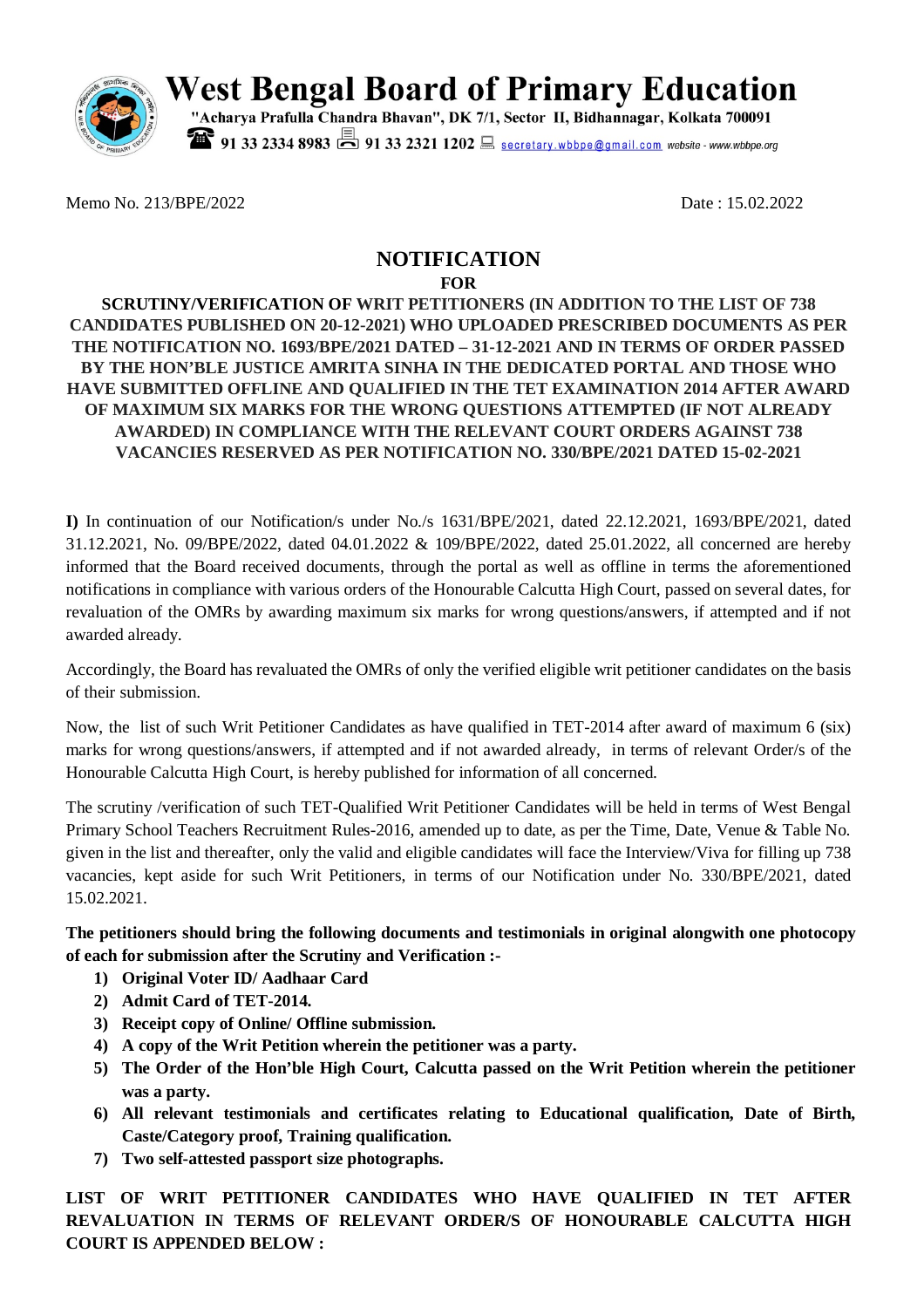# West Bengal Board of Primary Education

**"Acharya Prafulla Chandra Bhavan", DK 7/1, Sector II, Bidhannagar, Kolkata 700091**

**91 33 2334 8983 91 33 2321 1202** secretary.wbbpe@gmail.com *website - www.wbbpe.org*

Memo No. 213/BPE/2022 Date : 15.02.2022

## NOTIFICATION

**FOR**

**SCRUTINY/VERIFICATION OF WRIT PETITIONERS (IN ADDITION TO THE LIST OF 738 CANDIDATES PUBLISHED ON 20-12-2021) WHO UPLOADED PRESCRIBED DOCUMENTS AS PER THE NOTIFICATION NO. 1693/BPE/2021 DATED – 31-12-2021 AND IN TERMS OF ORDER PASSED BY THE HON'BLE JUSTICE AMRITA SINHA IN THE DEDICATED PORTAL AND THOSE WHO HAVE SUBMITTED OFFLINE AND QUALIFIED IN THE TET EXAMINATION 2014 AFTER AWARD OF MAXIMUM SIX MARKS FOR THE WRONG QUESTIONS ATTEMPTED (IF NOT ALREADY AWARDED) IN COMPLIANCE WITH THE RELEVANT COURT ORDERS AGAINST 738 VACANCIES RESERVED AS PER NOTIFICATION NO. 330/BPE/2021 DATED 15-02-2021**

**I)** In continuation of our Notification/s under No./s 1631/BPE/2021, dated 22.12.2021, 1693/BPE/2021, dated 31.12.2021, No. 09/BPE/2022, dated 04.01.2022 & 109/BPE/2022, dated 25.01.2022, all concerned are hereby informed that the Board received documents, through the portal as well as offline in terms the aforementioned notifications in compliance with various orders of the Honourable Calcutta High Court, passed on several dates, for revaluation of the OMRs by awarding maximum six marks for wrong questions/answers, if attempted and if not awarded already.

Accordingly, the Board has revaluated the OMRs of only the verified eligible writ petitioner candidates on the basis of their submission.

Now, the list of such Writ Petitioner Candidates as have qualified in TET-2014 after award of maximum 6 (six) marks for wrong questions/answers, if attempted and if not awarded already, in terms of relevant Order/s of the Honourable Calcutta High Court, is hereby published for information of all concerned.

The scrutiny /verification of such TET-Qualified Writ Petitioner Candidates will be held in terms of West Bengal Primary School Teachers Recruitment Rules-2016, amended up to date, as per the Time, Date, Venue & Table No. given in the list and thereafter, only the valid and eligible candidates will face the Interview/Viva for filling up 738 vacancies, kept aside for such Writ Petitioners, in terms of our Notification under No. 330/BPE/2021, dated 15.02.2021.

**The petitioners should bring the following documents and testimonials in original alongwith one photocopy of each for submission after the Scrutiny and Verification :-**

1) **Original Voter ID/ Aadhaar Card**
2) **Admit Card of TET-2014.**
3) **Receipt copy of Online/ Offline submission.**
4) **A copy of the Writ Petition wherein the petitioner was a party.**
5) **The Order of the Hon'ble High Court, Calcutta passed on the Writ Petition wherein the petitioner was a party.**
6) **All relevant testimonials and certificates relating to Educational qualification, Date of Birth, Caste/Category proof, Training qualification.**
7) **Two self-attested passport size photographs.**

**LIST OF WRIT PETITIONER CANDIDATES WHO HAVE QUALIFIED IN TET AFTER REVALUATION IN TERMS OF RELEVANT ORDER/S OF HONOURABLE CALCUTTA HIGH COURT IS APPENDED BELOW :**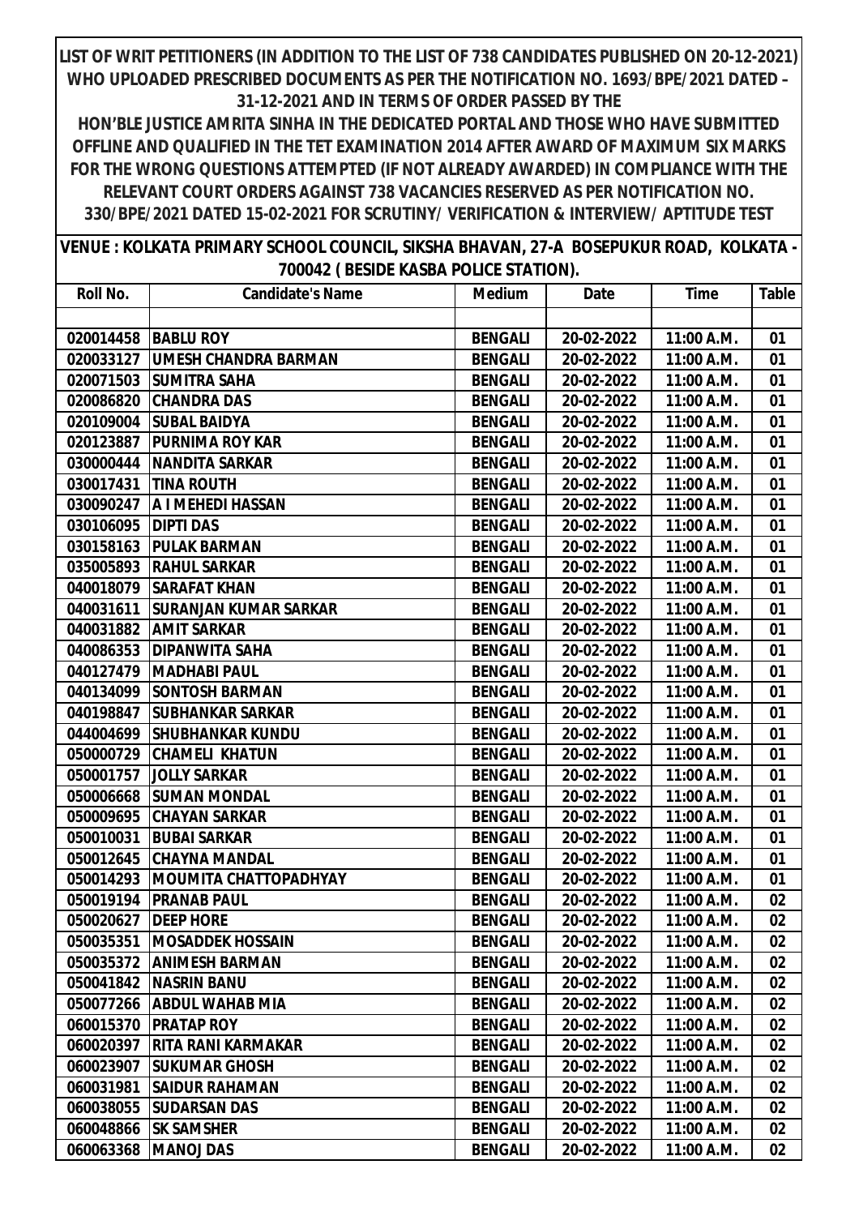**LIST OF WRIT PETITIONERS (IN ADDITION TO THE LIST OF 738 CANDIDATES PUBLISHED ON 20-12-2021) WHO UPLOADED PRESCRIBED DOCUMENTS AS PER THE NOTIFICATION NO. 1693/BPE/2021 DATED – 31-12-2021 AND IN TERMS OF ORDER PASSED BY THE HON'BLE JUSTICE AMRITA SINHA IN THE DEDICATED PORTAL AND THOSE WHO HAVE SUBMITTED OFFLINE AND QUALIFIED IN THE TET EXAMINATION 2014 AFTER AWARD OF MAXIMUM SIX MARKS FOR THE WRONG QUESTIONS ATTEMPTED (IF NOT ALREADY AWARDED) IN COMPLIANCE WITH THE RELEVANT COURT ORDERS AGAINST 738 VACANCIES RESERVED AS PER NOTIFICATION NO. 330/BPE/2021 DATED 15-02-2021 FOR SCRUTINY/ VERIFICATION & INTERVIEW/ APTITUDE TEST**

**VENUE : KOLKATA PRIMARY SCHOOL COUNCIL, SIKSHA BHAVAN, 27-A BOSEPUKUR ROAD, KOLKATA - 700042 ( BESIDE KASBA POLICE STATION).**

| Roll No. | Candidate's Name | Medium | Date | Time | Table |
|---|---|---|---|---|---|
| | | | | | |
| 020014458 | BABLU ROY | BENGALI | 20-02-2022 | 11:00 A.M. | 01 |
| 020033127 | UMESH CHANDRA BARMAN | BENGALI | 20-02-2022 | 11:00 A.M. | 01 |
| 020071503 | SUMITRA SAHA | BENGALI | 20-02-2022 | 11:00 A.M. | 01 |
| 020086820 | CHANDRA DAS | BENGALI | 20-02-2022 | 11:00 A.M. | 01 |
| 020109004 | SUBAL BAIDYA | BENGALI | 20-02-2022 | 11:00 A.M. | 01 |
| 020123887 | PURNIMA ROY KAR | BENGALI | 20-02-2022 | 11:00 A.M. | 01 |
| 030000444 | NANDITA SARKAR | BENGALI | 20-02-2022 | 11:00 A.M. | 01 |
| 030017431 | TINA ROUTH | BENGALI | 20-02-2022 | 11:00 A.M. | 01 |
| 030090247 | A I MEHEDI HASSAN | BENGALI | 20-02-2022 | 11:00 A.M. | 01 |
| 030106095 | DIPTI DAS | BENGALI | 20-02-2022 | 11:00 A.M. | 01 |
| 030158163 | PULAK BARMAN | BENGALI | 20-02-2022 | 11:00 A.M. | 01 |
| 035005893 | RAHUL SARKAR | BENGALI | 20-02-2022 | 11:00 A.M. | 01 |
| 040018079 | SARAFAT KHAN | BENGALI | 20-02-2022 | 11:00 A.M. | 01 |
| 040031611 | SURANJAN KUMAR SARKAR | BENGALI | 20-02-2022 | 11:00 A.M. | 01 |
| 040031882 | AMIT SARKAR | BENGALI | 20-02-2022 | 11:00 A.M. | 01 |
| 040086353 | DIPANWITA SAHA | BENGALI | 20-02-2022 | 11:00 A.M. | 01 |
| 040127479 | MADHABI PAUL | BENGALI | 20-02-2022 | 11:00 A.M. | 01 |
| 040134099 | SONTOSH BARMAN | BENGALI | 20-02-2022 | 11:00 A.M. | 01 |
| 040198847 | SUBHANKAR SARKAR | BENGALI | 20-02-2022 | 11:00 A.M. | 01 |
| 044004699 | SHUBHANKAR KUNDU | BENGALI | 20-02-2022 | 11:00 A.M. | 01 |
| 050000729 | CHAMELI KHATUN | BENGALI | 20-02-2022 | 11:00 A.M. | 01 |
| 050001757 | JOLLY SARKAR | BENGALI | 20-02-2022 | 11:00 A.M. | 01 |
| 050006668 | SUMAN MONDAL | BENGALI | 20-02-2022 | 11:00 A.M. | 01 |
| 050009695 | CHAYAN SARKAR | BENGALI | 20-02-2022 | 11:00 A.M. | 01 |
| 050010031 | BUBAI SARKAR | BENGALI | 20-02-2022 | 11:00 A.M. | 01 |
| 050012645 | CHAYNA MANDAL | BENGALI | 20-02-2022 | 11:00 A.M. | 01 |
| 050014293 | MOUMITA CHATTOPADHYAY | BENGALI | 20-02-2022 | 11:00 A.M. | 01 |
| 050019194 | PRANAB PAUL | BENGALI | 20-02-2022 | 11:00 A.M. | 02 |
| 050020627 | DEEP HORE | BENGALI | 20-02-2022 | 11:00 A.M. | 02 |
| 050035351 | MOSADDEK HOSSAIN | BENGALI | 20-02-2022 | 11:00 A.M. | 02 |
| 050035372 | ANIMESH BARMAN | BENGALI | 20-02-2022 | 11:00 A.M. | 02 |
| 050041842 | NASRIN BANU | BENGALI | 20-02-2022 | 11:00 A.M. | 02 |
| 050077266 | ABDUL WAHAB MIA | BENGALI | 20-02-2022 | 11:00 A.M. | 02 |
| 060015370 | PRATAP ROY | BENGALI | 20-02-2022 | 11:00 A.M. | 02 |
| 060020397 | RITA RANI KARMAKAR | BENGALI | 20-02-2022 | 11:00 A.M. | 02 |
| 060023907 | SUKUMAR GHOSH | BENGALI | 20-02-2022 | 11:00 A.M. | 02 |
| 060031981 | SAIDUR RAHAMAN | BENGALI | 20-02-2022 | 11:00 A.M. | 02 |
| 060038055 | SUDARSAN DAS | BENGALI | 20-02-2022 | 11:00 A.M. | 02 |
| 060048866 | SK SAMSHER | BENGALI | 20-02-2022 | 11:00 A.M. | 02 |
| 060063368 | MANOJ DAS | BENGALI | 20-02-2022 | 11:00 A.M. | 02 |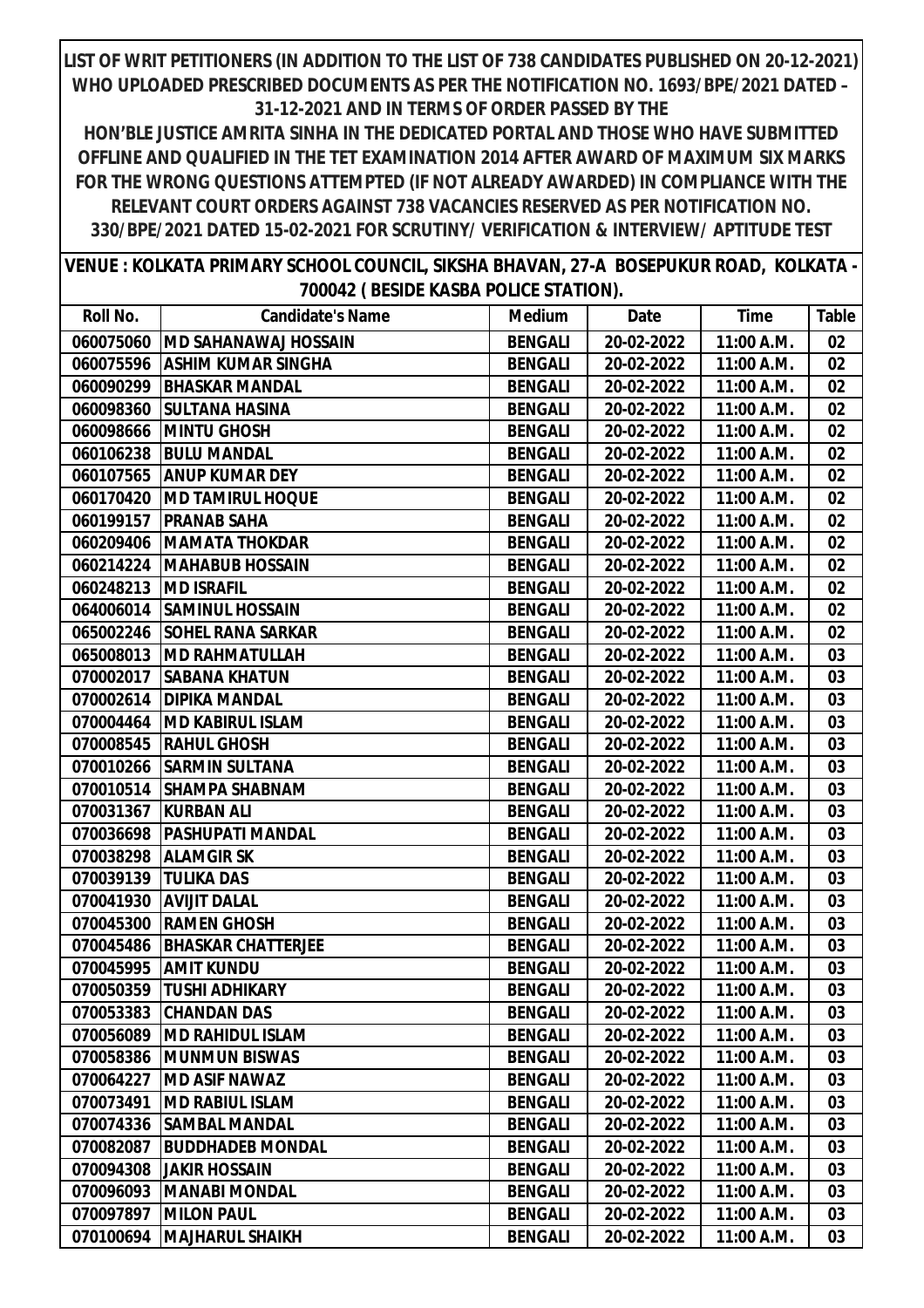**LIST OF WRIT PETITIONERS (IN ADDITION TO THE LIST OF 738 CANDIDATES PUBLISHED ON 20-12-2021) WHO UPLOADED PRESCRIBED DOCUMENTS AS PER THE NOTIFICATION NO. 1693/BPE/2021 DATED – 31-12-2021 AND IN TERMS OF ORDER PASSED BY THE HON'BLE JUSTICE AMRITA SINHA IN THE DEDICATED PORTAL AND THOSE WHO HAVE SUBMITTED OFFLINE AND QUALIFIED IN THE TET EXAMINATION 2014 AFTER AWARD OF MAXIMUM SIX MARKS FOR THE WRONG QUESTIONS ATTEMPTED (IF NOT ALREADY AWARDED) IN COMPLIANCE WITH THE RELEVANT COURT ORDERS AGAINST 738 VACANCIES RESERVED AS PER NOTIFICATION NO. 330/BPE/2021 DATED 15-02-2021 FOR SCRUTINY/ VERIFICATION & INTERVIEW/ APTITUDE TEST**

**VENUE : KOLKATA PRIMARY SCHOOL COUNCIL, SIKSHA BHAVAN, 27-A BOSEPUKUR ROAD, KOLKATA - 700042 ( BESIDE KASBA POLICE STATION).**

| Roll No. | Candidate's Name | Medium | Date | Time | Table |
|---|---|---|---|---|---|
| 060075060 | MD SAHANAWAJ HOSSAIN | BENGALI | 20-02-2022 | 11:00 A.M. | 02 |
| 060075596 | ASHIM KUMAR SINGHA | BENGALI | 20-02-2022 | 11:00 A.M. | 02 |
| 060090299 | BHASKAR MANDAL | BENGALI | 20-02-2022 | 11:00 A.M. | 02 |
| 060098360 | SULTANA HASINA | BENGALI | 20-02-2022 | 11:00 A.M. | 02 |
| 060098666 | MINTU GHOSH | BENGALI | 20-02-2022 | 11:00 A.M. | 02 |
| 060106238 | BULU MANDAL | BENGALI | 20-02-2022 | 11:00 A.M. | 02 |
| 060107565 | ANUP KUMAR DEY | BENGALI | 20-02-2022 | 11:00 A.M. | 02 |
| 060170420 | MD TAMIRUL HOQUE | BENGALI | 20-02-2022 | 11:00 A.M. | 02 |
| 060199157 | PRANAB SAHA | BENGALI | 20-02-2022 | 11:00 A.M. | 02 |
| 060209406 | MAMATA THOKDAR | BENGALI | 20-02-2022 | 11:00 A.M. | 02 |
| 060214224 | MAHABUB HOSSAIN | BENGALI | 20-02-2022 | 11:00 A.M. | 02 |
| 060248213 | MD ISRAFIL | BENGALI | 20-02-2022 | 11:00 A.M. | 02 |
| 064006014 | SAMINUL HOSSAIN | BENGALI | 20-02-2022 | 11:00 A.M. | 02 |
| 065002246 | SOHEL RANA SARKAR | BENGALI | 20-02-2022 | 11:00 A.M. | 02 |
| 065008013 | MD RAHMATULLAH | BENGALI | 20-02-2022 | 11:00 A.M. | 03 |
| 070002017 | SABANA KHATUN | BENGALI | 20-02-2022 | 11:00 A.M. | 03 |
| 070002614 | DIPIKA MANDAL | BENGALI | 20-02-2022 | 11:00 A.M. | 03 |
| 070004464 | MD KABIRUL ISLAM | BENGALI | 20-02-2022 | 11:00 A.M. | 03 |
| 070008545 | RAHUL GHOSH | BENGALI | 20-02-2022 | 11:00 A.M. | 03 |
| 070010266 | SARMIN SULTANA | BENGALI | 20-02-2022 | 11:00 A.M. | 03 |
| 070010514 | SHAMPA SHABNAM | BENGALI | 20-02-2022 | 11:00 A.M. | 03 |
| 070031367 | KURBAN ALI | BENGALI | 20-02-2022 | 11:00 A.M. | 03 |
| 070036698 | PASHUPATI MANDAL | BENGALI | 20-02-2022 | 11:00 A.M. | 03 |
| 070038298 | ALAMGIR SK | BENGALI | 20-02-2022 | 11:00 A.M. | 03 |
| 070039139 | TULIKA DAS | BENGALI | 20-02-2022 | 11:00 A.M. | 03 |
| 070041930 | AVIJIT DALAL | BENGALI | 20-02-2022 | 11:00 A.M. | 03 |
| 070045300 | RAMEN GHOSH | BENGALI | 20-02-2022 | 11:00 A.M. | 03 |
| 070045486 | BHASKAR CHATTERJEE | BENGALI | 20-02-2022 | 11:00 A.M. | 03 |
| 070045995 | AMIT KUNDU | BENGALI | 20-02-2022 | 11:00 A.M. | 03 |
| 070050359 | TUSHI ADHIKARY | BENGALI | 20-02-2022 | 11:00 A.M. | 03 |
| 070053383 | CHANDAN DAS | BENGALI | 20-02-2022 | 11:00 A.M. | 03 |
| 070056089 | MD RAHIDUL ISLAM | BENGALI | 20-02-2022 | 11:00 A.M. | 03 |
| 070058386 | MUNMUN BISWAS | BENGALI | 20-02-2022 | 11:00 A.M. | 03 |
| 070064227 | MD ASIF NAWAZ | BENGALI | 20-02-2022 | 11:00 A.M. | 03 |
| 070073491 | MD RABIUL ISLAM | BENGALI | 20-02-2022 | 11:00 A.M. | 03 |
| 070074336 | SAMBAL MANDAL | BENGALI | 20-02-2022 | 11:00 A.M. | 03 |
| 070082087 | BUDDHADEB MONDAL | BENGALI | 20-02-2022 | 11:00 A.M. | 03 |
| 070094308 | JAKIR HOSSAIN | BENGALI | 20-02-2022 | 11:00 A.M. | 03 |
| 070096093 | MANABI MONDAL | BENGALI | 20-02-2022 | 11:00 A.M. | 03 |
| 070097897 | MILON PAUL | BENGALI | 20-02-2022 | 11:00 A.M. | 03 |
| 070100694 | MAJHARUL SHAIKH | BENGALI | 20-02-2022 | 11:00 A.M. | 03 |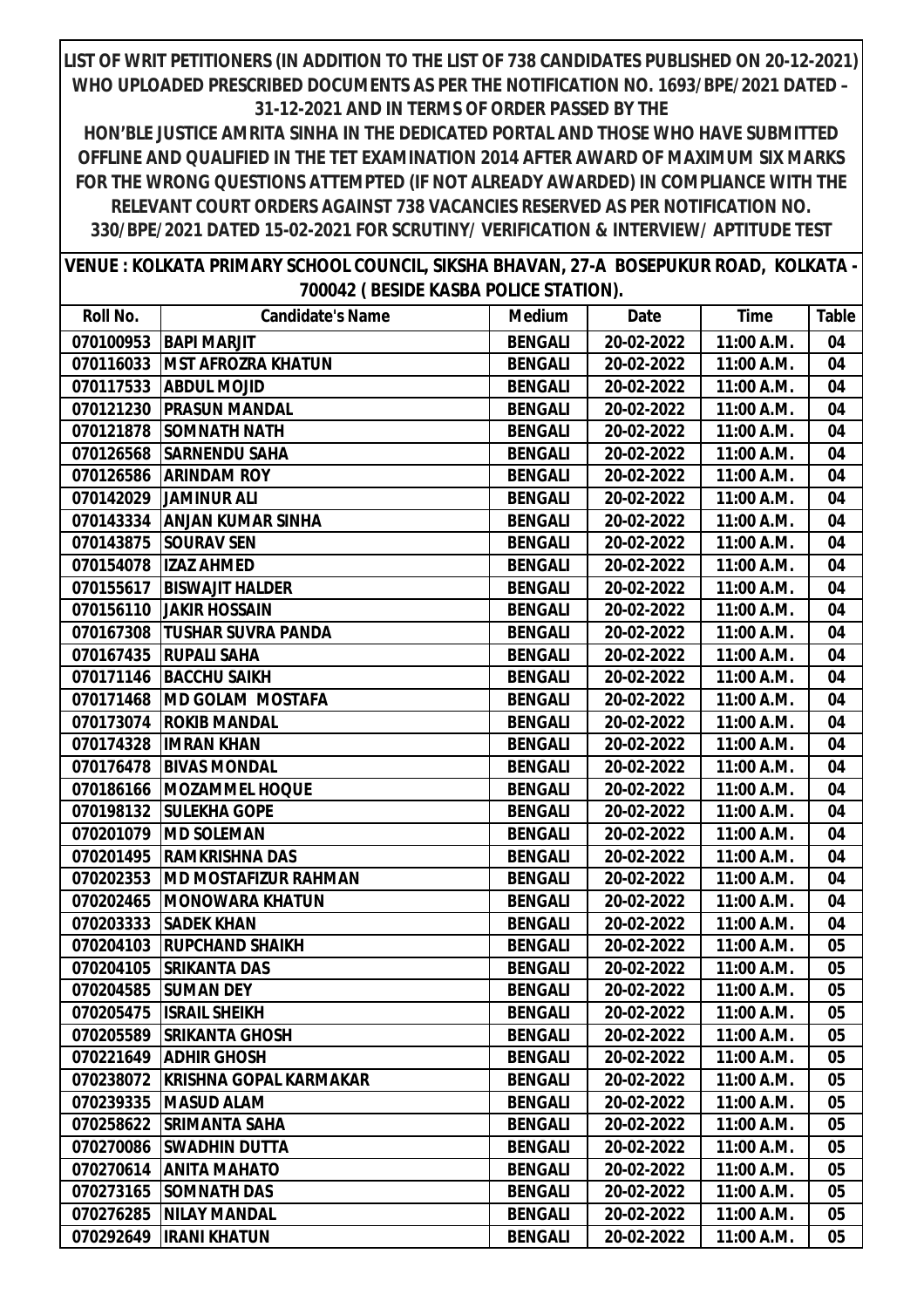**LIST OF WRIT PETITIONERS (IN ADDITION TO THE LIST OF 738 CANDIDATES PUBLISHED ON 20-12-2021) WHO UPLOADED PRESCRIBED DOCUMENTS AS PER THE NOTIFICATION NO. 1693/BPE/2021 DATED – 31-12-2021 AND IN TERMS OF ORDER PASSED BY THE HON'BLE JUSTICE AMRITA SINHA IN THE DEDICATED PORTAL AND THOSE WHO HAVE SUBMITTED OFFLINE AND QUALIFIED IN THE TET EXAMINATION 2014 AFTER AWARD OF MAXIMUM SIX MARKS FOR THE WRONG QUESTIONS ATTEMPTED (IF NOT ALREADY AWARDED) IN COMPLIANCE WITH THE RELEVANT COURT ORDERS AGAINST 738 VACANCIES RESERVED AS PER NOTIFICATION NO. 330/BPE/2021 DATED 15-02-2021 FOR SCRUTINY/ VERIFICATION & INTERVIEW/ APTITUDE TEST**

**VENUE : KOLKATA PRIMARY SCHOOL COUNCIL, SIKSHA BHAVAN, 27-A BOSEPUKUR ROAD, KOLKATA - 700042 ( BESIDE KASBA POLICE STATION).**

| Roll No. | Candidate's Name | Medium | Date | Time | Table |
|---|---|---|---|---|---|
| 070100953 | BAPI MARJIT | BENGALI | 20-02-2022 | 11:00 A.M. | 04 |
| 070116033 | MST AFROZRA KHATUN | BENGALI | 20-02-2022 | 11:00 A.M. | 04 |
| 070117533 | ABDUL MOJID | BENGALI | 20-02-2022 | 11:00 A.M. | 04 |
| 070121230 | PRASUN MANDAL | BENGALI | 20-02-2022 | 11:00 A.M. | 04 |
| 070121878 | SOMNATH NATH | BENGALI | 20-02-2022 | 11:00 A.M. | 04 |
| 070126568 | SARNENDU SAHA | BENGALI | 20-02-2022 | 11:00 A.M. | 04 |
| 070126586 | ARINDAM ROY | BENGALI | 20-02-2022 | 11:00 A.M. | 04 |
| 070142029 | JAMINUR ALI | BENGALI | 20-02-2022 | 11:00 A.M. | 04 |
| 070143334 | ANJAN KUMAR SINHA | BENGALI | 20-02-2022 | 11:00 A.M. | 04 |
| 070143875 | SOURAV SEN | BENGALI | 20-02-2022 | 11:00 A.M. | 04 |
| 070154078 | IZAZ AHMED | BENGALI | 20-02-2022 | 11:00 A.M. | 04 |
| 070155617 | BISWAJIT HALDER | BENGALI | 20-02-2022 | 11:00 A.M. | 04 |
| 070156110 | JAKIR HOSSAIN | BENGALI | 20-02-2022 | 11:00 A.M. | 04 |
| 070167308 | TUSHAR SUVRA PANDA | BENGALI | 20-02-2022 | 11:00 A.M. | 04 |
| 070167435 | RUPALI SAHA | BENGALI | 20-02-2022 | 11:00 A.M. | 04 |
| 070171146 | BACCHU SAIKH | BENGALI | 20-02-2022 | 11:00 A.M. | 04 |
| 070171468 | MD GOLAM MOSTAFA | BENGALI | 20-02-2022 | 11:00 A.M. | 04 |
| 070173074 | ROKIB MANDAL | BENGALI | 20-02-2022 | 11:00 A.M. | 04 |
| 070174328 | IMRAN KHAN | BENGALI | 20-02-2022 | 11:00 A.M. | 04 |
| 070176478 | BIVAS MONDAL | BENGALI | 20-02-2022 | 11:00 A.M. | 04 |
| 070186166 | MOZAMMEL HOQUE | BENGALI | 20-02-2022 | 11:00 A.M. | 04 |
| 070198132 | SULEKHA GOPE | BENGALI | 20-02-2022 | 11:00 A.M. | 04 |
| 070201079 | MD SOLEMAN | BENGALI | 20-02-2022 | 11:00 A.M. | 04 |
| 070201495 | RAMKRISHNA DAS | BENGALI | 20-02-2022 | 11:00 A.M. | 04 |
| 070202353 | MD MOSTAFIZUR RAHMAN | BENGALI | 20-02-2022 | 11:00 A.M. | 04 |
| 070202465 | MONOWARA KHATUN | BENGALI | 20-02-2022 | 11:00 A.M. | 04 |
| 070203333 | SADEK KHAN | BENGALI | 20-02-2022 | 11:00 A.M. | 04 |
| 070204103 | RUPCHAND SHAIKH | BENGALI | 20-02-2022 | 11:00 A.M. | 05 |
| 070204105 | SRIKANTA DAS | BENGALI | 20-02-2022 | 11:00 A.M. | 05 |
| 070204585 | SUMAN DEY | BENGALI | 20-02-2022 | 11:00 A.M. | 05 |
| 070205475 | ISRAIL SHEIKH | BENGALI | 20-02-2022 | 11:00 A.M. | 05 |
| 070205589 | SRIKANTA GHOSH | BENGALI | 20-02-2022 | 11:00 A.M. | 05 |
| 070221649 | ADHIR GHOSH | BENGALI | 20-02-2022 | 11:00 A.M. | 05 |
| 070238072 | KRISHNA GOPAL KARMAKAR | BENGALI | 20-02-2022 | 11:00 A.M. | 05 |
| 070239335 | MASUD ALAM | BENGALI | 20-02-2022 | 11:00 A.M. | 05 |
| 070258622 | SRIMANTA SAHA | BENGALI | 20-02-2022 | 11:00 A.M. | 05 |
| 070270086 | SWADHIN DUTTA | BENGALI | 20-02-2022 | 11:00 A.M. | 05 |
| 070270614 | ANITA MAHATO | BENGALI | 20-02-2022 | 11:00 A.M. | 05 |
| 070273165 | SOMNATH DAS | BENGALI | 20-02-2022 | 11:00 A.M. | 05 |
| 070276285 | NILAY MANDAL | BENGALI | 20-02-2022 | 11:00 A.M. | 05 |
| 070292649 | IRANI KHATUN | BENGALI | 20-02-2022 | 11:00 A.M. | 05 |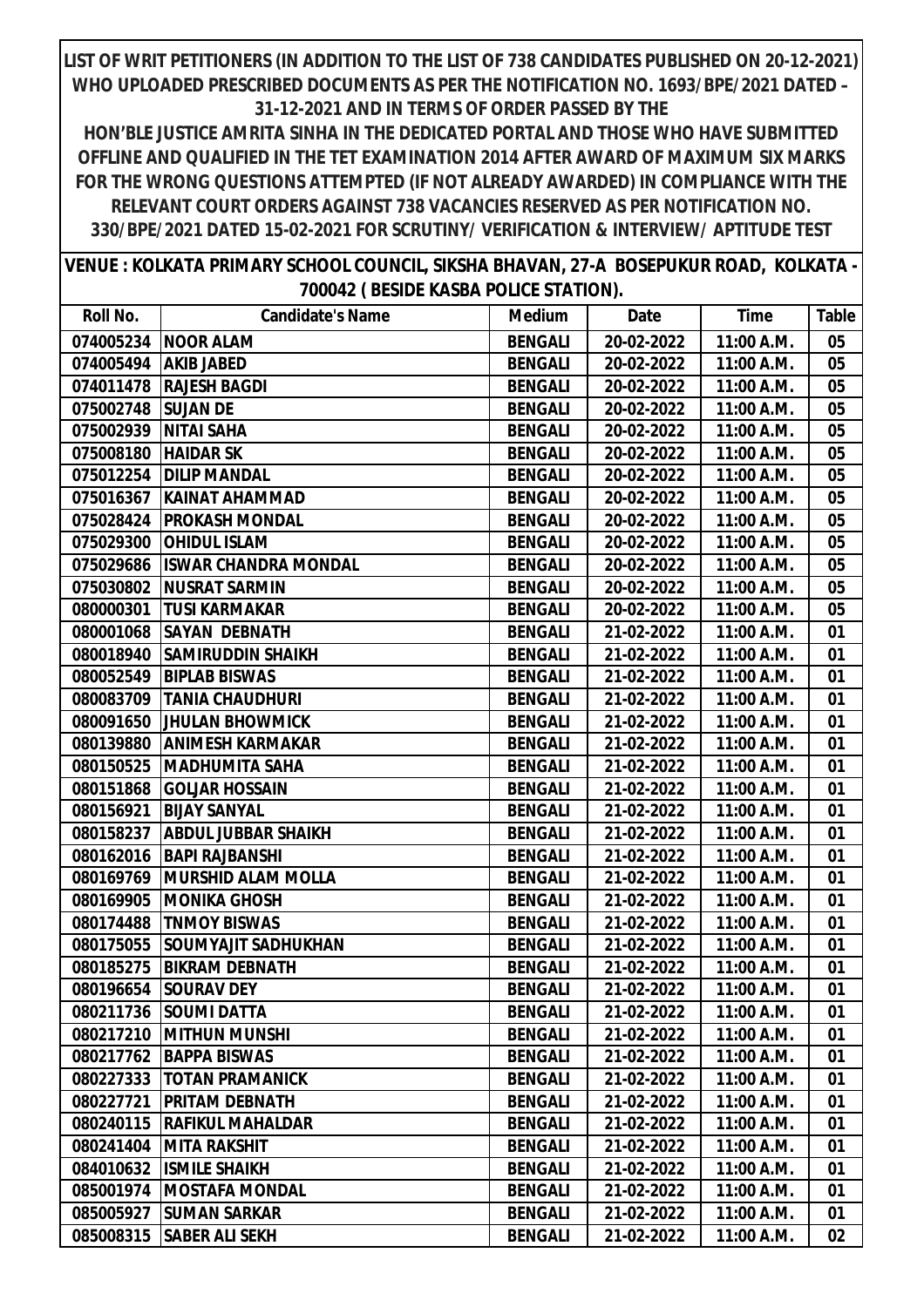**LIST OF WRIT PETITIONERS (IN ADDITION TO THE LIST OF 738 CANDIDATES PUBLISHED ON 20-12-2021) WHO UPLOADED PRESCRIBED DOCUMENTS AS PER THE NOTIFICATION NO. 1693/BPE/2021 DATED – 31-12-2021 AND IN TERMS OF ORDER PASSED BY THE HON'BLE JUSTICE AMRITA SINHA IN THE DEDICATED PORTAL AND THOSE WHO HAVE SUBMITTED OFFLINE AND QUALIFIED IN THE TET EXAMINATION 2014 AFTER AWARD OF MAXIMUM SIX MARKS FOR THE WRONG QUESTIONS ATTEMPTED (IF NOT ALREADY AWARDED) IN COMPLIANCE WITH THE RELEVANT COURT ORDERS AGAINST 738 VACANCIES RESERVED AS PER NOTIFICATION NO. 330/BPE/2021 DATED 15-02-2021 FOR SCRUTINY/ VERIFICATION & INTERVIEW/ APTITUDE TEST**

**VENUE : KOLKATA PRIMARY SCHOOL COUNCIL, SIKSHA BHAVAN, 27-A BOSEPUKUR ROAD, KOLKATA - 700042 ( BESIDE KASBA POLICE STATION).**

| Roll No. | Candidate's Name | Medium | Date | Time | Table |
|---|---|---|---|---|---|
| 074005234 | NOOR ALAM | BENGALI | 20-02-2022 | 11:00 A.M. | 05 |
| 074005494 | AKIB JABED | BENGALI | 20-02-2022 | 11:00 A.M. | 05 |
| 074011478 | RAJESH BAGDI | BENGALI | 20-02-2022 | 11:00 A.M. | 05 |
| 075002748 | SUJAN DE | BENGALI | 20-02-2022 | 11:00 A.M. | 05 |
| 075002939 | NITAI SAHA | BENGALI | 20-02-2022 | 11:00 A.M. | 05 |
| 075008180 | HAIDAR SK | BENGALI | 20-02-2022 | 11:00 A.M. | 05 |
| 075012254 | DILIP MANDAL | BENGALI | 20-02-2022 | 11:00 A.M. | 05 |
| 075016367 | KAINAT AHAMMAD | BENGALI | 20-02-2022 | 11:00 A.M. | 05 |
| 075028424 | PROKASH MONDAL | BENGALI | 20-02-2022 | 11:00 A.M. | 05 |
| 075029300 | OHIDUL ISLAM | BENGALI | 20-02-2022 | 11:00 A.M. | 05 |
| 075029686 | ISWAR CHANDRA MONDAL | BENGALI | 20-02-2022 | 11:00 A.M. | 05 |
| 075030802 | NUSRAT SARMIN | BENGALI | 20-02-2022 | 11:00 A.M. | 05 |
| 080000301 | TUSI KARMAKAR | BENGALI | 20-02-2022 | 11:00 A.M. | 05 |
| 080001068 | SAYAN DEBNATH | BENGALI | 21-02-2022 | 11:00 A.M. | 01 |
| 080018940 | SAMIRUDDIN SHAIKH | BENGALI | 21-02-2022 | 11:00 A.M. | 01 |
| 080052549 | BIPLAB BISWAS | BENGALI | 21-02-2022 | 11:00 A.M. | 01 |
| 080083709 | TANIA CHAUDHURI | BENGALI | 21-02-2022 | 11:00 A.M. | 01 |
| 080091650 | JHULAN BHOWMICK | BENGALI | 21-02-2022 | 11:00 A.M. | 01 |
| 080139880 | ANIMESH KARMAKAR | BENGALI | 21-02-2022 | 11:00 A.M. | 01 |
| 080150525 | MADHUMITA SAHA | BENGALI | 21-02-2022 | 11:00 A.M. | 01 |
| 080151868 | GOLJAR HOSSAIN | BENGALI | 21-02-2022 | 11:00 A.M. | 01 |
| 080156921 | BIJAY SANYAL | BENGALI | 21-02-2022 | 11:00 A.M. | 01 |
| 080158237 | ABDUL JUBBAR SHAIKH | BENGALI | 21-02-2022 | 11:00 A.M. | 01 |
| 080162016 | BAPI RAJBANSHI | BENGALI | 21-02-2022 | 11:00 A.M. | 01 |
| 080169769 | MURSHID ALAM MOLLA | BENGALI | 21-02-2022 | 11:00 A.M. | 01 |
| 080169905 | MONIKA GHOSH | BENGALI | 21-02-2022 | 11:00 A.M. | 01 |
| 080174488 | TNMOY BISWAS | BENGALI | 21-02-2022 | 11:00 A.M. | 01 |
| 080175055 | SOUMYAJIT SADHUKHAN | BENGALI | 21-02-2022 | 11:00 A.M. | 01 |
| 080185275 | BIKRAM DEBNATH | BENGALI | 21-02-2022 | 11:00 A.M. | 01 |
| 080196654 | SOURAV DEY | BENGALI | 21-02-2022 | 11:00 A.M. | 01 |
| 080211736 | SOUMI DATTA | BENGALI | 21-02-2022 | 11:00 A.M. | 01 |
| 080217210 | MITHUN MUNSHI | BENGALI | 21-02-2022 | 11:00 A.M. | 01 |
| 080217762 | BAPPA BISWAS | BENGALI | 21-02-2022 | 11:00 A.M. | 01 |
| 080227333 | TOTAN PRAMANICK | BENGALI | 21-02-2022 | 11:00 A.M. | 01 |
| 080227721 | PRITAM DEBNATH | BENGALI | 21-02-2022 | 11:00 A.M. | 01 |
| 080240115 | RAFIKUL MAHALDAR | BENGALI | 21-02-2022 | 11:00 A.M. | 01 |
| 080241404 | MITA RAKSHIT | BENGALI | 21-02-2022 | 11:00 A.M. | 01 |
| 084010632 | ISMILE SHAIKH | BENGALI | 21-02-2022 | 11:00 A.M. | 01 |
| 085001974 | MOSTAFA MONDAL | BENGALI | 21-02-2022 | 11:00 A.M. | 01 |
| 085005927 | SUMAN SARKAR | BENGALI | 21-02-2022 | 11:00 A.M. | 01 |
| 085008315 | SABER ALI SEKH | BENGALI | 21-02-2022 | 11:00 A.M. | 02 |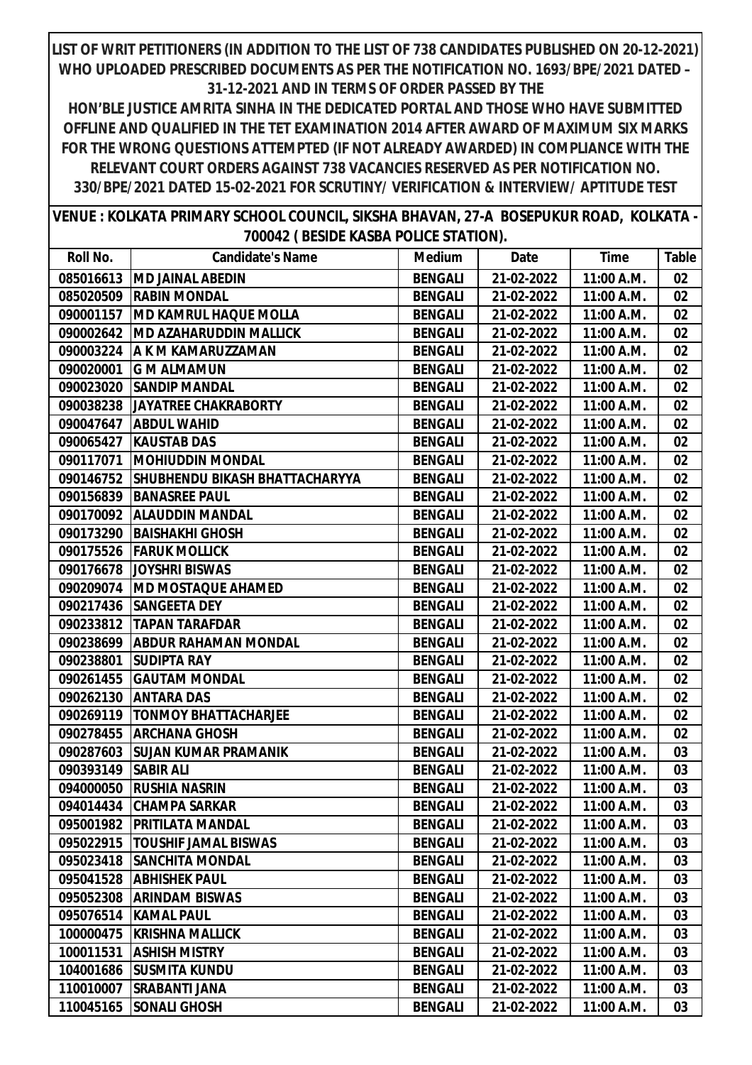**LIST OF WRIT PETITIONERS (IN ADDITION TO THE LIST OF 738 CANDIDATES PUBLISHED ON 20-12-2021) WHO UPLOADED PRESCRIBED DOCUMENTS AS PER THE NOTIFICATION NO. 1693/BPE/2021 DATED – 31-12-2021 AND IN TERMS OF ORDER PASSED BY THE HON'BLE JUSTICE AMRITA SINHA IN THE DEDICATED PORTAL AND THOSE WHO HAVE SUBMITTED OFFLINE AND QUALIFIED IN THE TET EXAMINATION 2014 AFTER AWARD OF MAXIMUM SIX MARKS FOR THE WRONG QUESTIONS ATTEMPTED (IF NOT ALREADY AWARDED) IN COMPLIANCE WITH THE RELEVANT COURT ORDERS AGAINST 738 VACANCIES RESERVED AS PER NOTIFICATION NO. 330/BPE/2021 DATED 15-02-2021 FOR SCRUTINY/ VERIFICATION & INTERVIEW/ APTITUDE TEST**

**VENUE : KOLKATA PRIMARY SCHOOL COUNCIL, SIKSHA BHAVAN, 27-A BOSEPUKUR ROAD, KOLKATA - 700042 ( BESIDE KASBA POLICE STATION).**

| Roll No. | Candidate's Name | Medium | Date | Time | Table |
|---|---|---|---|---|---|
| 085016613 | MD JAINAL ABEDIN | BENGALI | 21-02-2022 | 11:00 A.M. | 02 |
| 085020509 | RABIN MONDAL | BENGALI | 21-02-2022 | 11:00 A.M. | 02 |
| 090001157 | MD KAMRUL HAQUE MOLLA | BENGALI | 21-02-2022 | 11:00 A.M. | 02 |
| 090002642 | MD AZAHARUDDIN MALLICK | BENGALI | 21-02-2022 | 11:00 A.M. | 02 |
| 090003224 | A K M KAMARUZZAMAN | BENGALI | 21-02-2022 | 11:00 A.M. | 02 |
| 090020001 | G M ALMAMUN | BENGALI | 21-02-2022 | 11:00 A.M. | 02 |
| 090023020 | SANDIP MANDAL | BENGALI | 21-02-2022 | 11:00 A.M. | 02 |
| 090038238 | JAYATREE CHAKRABORTY | BENGALI | 21-02-2022 | 11:00 A.M. | 02 |
| 090047647 | ABDUL WAHID | BENGALI | 21-02-2022 | 11:00 A.M. | 02 |
| 090065427 | KAUSTAB DAS | BENGALI | 21-02-2022 | 11:00 A.M. | 02 |
| 090117071 | MOHIUDDIN MONDAL | BENGALI | 21-02-2022 | 11:00 A.M. | 02 |
| 090146752 | SHUBHENDU BIKASH BHATTACHARYYA | BENGALI | 21-02-2022 | 11:00 A.M. | 02 |
| 090156839 | BANASREE PAUL | BENGALI | 21-02-2022 | 11:00 A.M. | 02 |
| 090170092 | ALAUDDIN MANDAL | BENGALI | 21-02-2022 | 11:00 A.M. | 02 |
| 090173290 | BAISHAKHI GHOSH | BENGALI | 21-02-2022 | 11:00 A.M. | 02 |
| 090175526 | FARUK MOLLICK | BENGALI | 21-02-2022 | 11:00 A.M. | 02 |
| 090176678 | JOYSHRI BISWAS | BENGALI | 21-02-2022 | 11:00 A.M. | 02 |
| 090209074 | MD MOSTAQUE AHAMED | BENGALI | 21-02-2022 | 11:00 A.M. | 02 |
| 090217436 | SANGEETA DEY | BENGALI | 21-02-2022 | 11:00 A.M. | 02 |
| 090233812 | TAPAN TARAFDAR | BENGALI | 21-02-2022 | 11:00 A.M. | 02 |
| 090238699 | ABDUR RAHAMAN MONDAL | BENGALI | 21-02-2022 | 11:00 A.M. | 02 |
| 090238801 | SUDIPTA RAY | BENGALI | 21-02-2022 | 11:00 A.M. | 02 |
| 090261455 | GAUTAM MONDAL | BENGALI | 21-02-2022 | 11:00 A.M. | 02 |
| 090262130 | ANTARA DAS | BENGALI | 21-02-2022 | 11:00 A.M. | 02 |
| 090269119 | TONMOY BHATTACHARJEE | BENGALI | 21-02-2022 | 11:00 A.M. | 02 |
| 090278455 | ARCHANA GHOSH | BENGALI | 21-02-2022 | 11:00 A.M. | 02 |
| 090287603 | SUJAN KUMAR PRAMANIK | BENGALI | 21-02-2022 | 11:00 A.M. | 03 |
| 090393149 | SABIR ALI | BENGALI | 21-02-2022 | 11:00 A.M. | 03 |
| 094000050 | RUSHIA NASRIN | BENGALI | 21-02-2022 | 11:00 A.M. | 03 |
| 094014434 | CHAMPA SARKAR | BENGALI | 21-02-2022 | 11:00 A.M. | 03 |
| 095001982 | PRITILATA MANDAL | BENGALI | 21-02-2022 | 11:00 A.M. | 03 |
| 095022915 | TOUSHIF JAMAL BISWAS | BENGALI | 21-02-2022 | 11:00 A.M. | 03 |
| 095023418 | SANCHITA MONDAL | BENGALI | 21-02-2022 | 11:00 A.M. | 03 |
| 095041528 | ABHISHEK PAUL | BENGALI | 21-02-2022 | 11:00 A.M. | 03 |
| 095052308 | ARINDAM BISWAS | BENGALI | 21-02-2022 | 11:00 A.M. | 03 |
| 095076514 | KAMAL PAUL | BENGALI | 21-02-2022 | 11:00 A.M. | 03 |
| 100000475 | KRISHNA MALLICK | BENGALI | 21-02-2022 | 11:00 A.M. | 03 |
| 100011531 | ASHISH MISTRY | BENGALI | 21-02-2022 | 11:00 A.M. | 03 |
| 104001686 | SUSMITA KUNDU | BENGALI | 21-02-2022 | 11:00 A.M. | 03 |
| 110010007 | SRABANTI JANA | BENGALI | 21-02-2022 | 11:00 A.M. | 03 |
| 110045165 | SONALI GHOSH | BENGALI | 21-02-2022 | 11:00 A.M. | 03 |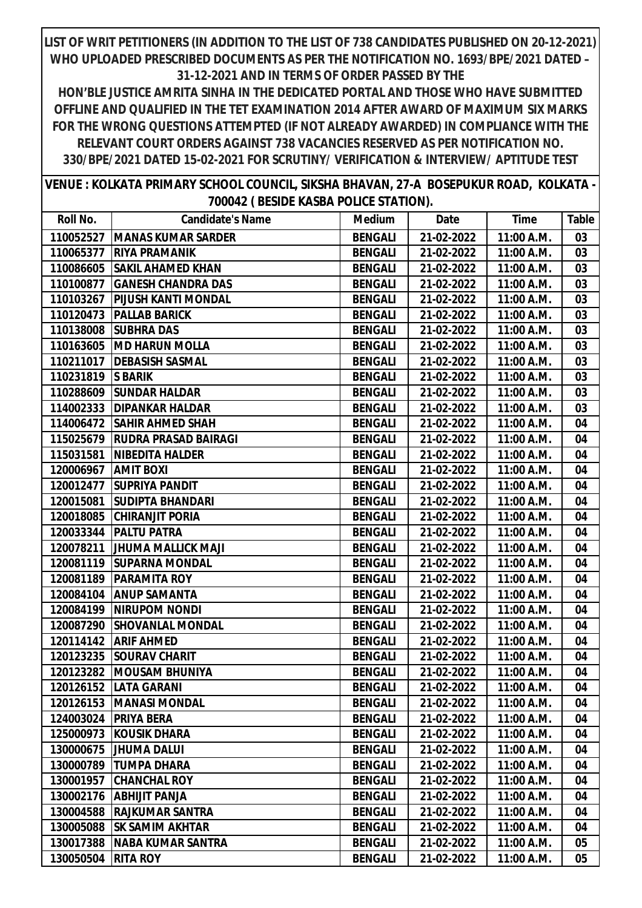**LIST OF WRIT PETITIONERS (IN ADDITION TO THE LIST OF 738 CANDIDATES PUBLISHED ON 20-12-2021) WHO UPLOADED PRESCRIBED DOCUMENTS AS PER THE NOTIFICATION NO. 1693/BPE/2021 DATED – 31-12-2021 AND IN TERMS OF ORDER PASSED BY THE HON'BLE JUSTICE AMRITA SINHA IN THE DEDICATED PORTAL AND THOSE WHO HAVE SUBMITTED OFFLINE AND QUALIFIED IN THE TET EXAMINATION 2014 AFTER AWARD OF MAXIMUM SIX MARKS FOR THE WRONG QUESTIONS ATTEMPTED (IF NOT ALREADY AWARDED) IN COMPLIANCE WITH THE RELEVANT COURT ORDERS AGAINST 738 VACANCIES RESERVED AS PER NOTIFICATION NO. 330/BPE/2021 DATED 15-02-2021 FOR SCRUTINY/ VERIFICATION & INTERVIEW/ APTITUDE TEST**

**VENUE : KOLKATA PRIMARY SCHOOL COUNCIL, SIKSHA BHAVAN, 27-A BOSEPUKUR ROAD, KOLKATA - 700042 ( BESIDE KASBA POLICE STATION).**

| Roll No. | Candidate's Name | Medium | Date | Time | Table |
|---|---|---|---|---|---|
| 110052527 | MANAS KUMAR SARDER | BENGALI | 21-02-2022 | 11:00 A.M. | 03 |
| 110065377 | RIYA PRAMANIK | BENGALI | 21-02-2022 | 11:00 A.M. | 03 |
| 110086605 | SAKIL AHAMED KHAN | BENGALI | 21-02-2022 | 11:00 A.M. | 03 |
| 110100877 | GANESH CHANDRA DAS | BENGALI | 21-02-2022 | 11:00 A.M. | 03 |
| 110103267 | PIJUSH KANTI MONDAL | BENGALI | 21-02-2022 | 11:00 A.M. | 03 |
| 110120473 | PALLAB BARICK | BENGALI | 21-02-2022 | 11:00 A.M. | 03 |
| 110138008 | SUBHRA DAS | BENGALI | 21-02-2022 | 11:00 A.M. | 03 |
| 110163605 | MD HARUN MOLLA | BENGALI | 21-02-2022 | 11:00 A.M. | 03 |
| 110211017 | DEBASISH SASMAL | BENGALI | 21-02-2022 | 11:00 A.M. | 03 |
| 110231819 | S BARIK | BENGALI | 21-02-2022 | 11:00 A.M. | 03 |
| 110288609 | SUNDAR HALDAR | BENGALI | 21-02-2022 | 11:00 A.M. | 03 |
| 114002333 | DIPANKAR HALDAR | BENGALI | 21-02-2022 | 11:00 A.M. | 03 |
| 114006472 | SAHIR AHMED SHAH | BENGALI | 21-02-2022 | 11:00 A.M. | 04 |
| 115025679 | RUDRA PRASAD BAIRAGI | BENGALI | 21-02-2022 | 11:00 A.M. | 04 |
| 115031581 | NIBEDITA HALDER | BENGALI | 21-02-2022 | 11:00 A.M. | 04 |
| 120006967 | AMIT BOXI | BENGALI | 21-02-2022 | 11:00 A.M. | 04 |
| 120012477 | SUPRIYA PANDIT | BENGALI | 21-02-2022 | 11:00 A.M. | 04 |
| 120015081 | SUDIPTA BHANDARI | BENGALI | 21-02-2022 | 11:00 A.M. | 04 |
| 120018085 | CHIRANJIT PORIA | BENGALI | 21-02-2022 | 11:00 A.M. | 04 |
| 120033344 | PALTU PATRA | BENGALI | 21-02-2022 | 11:00 A.M. | 04 |
| 120078211 | JHUMA MALLICK MAJI | BENGALI | 21-02-2022 | 11:00 A.M. | 04 |
| 120081119 | SUPARNA MONDAL | BENGALI | 21-02-2022 | 11:00 A.M. | 04 |
| 120081189 | PARAMITA ROY | BENGALI | 21-02-2022 | 11:00 A.M. | 04 |
| 120084104 | ANUP SAMANTA | BENGALI | 21-02-2022 | 11:00 A.M. | 04 |
| 120084199 | NIRUPOM NONDI | BENGALI | 21-02-2022 | 11:00 A.M. | 04 |
| 120087290 | SHOVANLAL MONDAL | BENGALI | 21-02-2022 | 11:00 A.M. | 04 |
| 120114142 | ARIF AHMED | BENGALI | 21-02-2022 | 11:00 A.M. | 04 |
| 120123235 | SOURAV CHARIT | BENGALI | 21-02-2022 | 11:00 A.M. | 04 |
| 120123282 | MOUSAM BHUNIYA | BENGALI | 21-02-2022 | 11:00 A.M. | 04 |
| 120126152 | LATA GARANI | BENGALI | 21-02-2022 | 11:00 A.M. | 04 |
| 120126153 | MANASI MONDAL | BENGALI | 21-02-2022 | 11:00 A.M. | 04 |
| 124003024 | PRIYA BERA | BENGALI | 21-02-2022 | 11:00 A.M. | 04 |
| 125000973 | KOUSIK DHARA | BENGALI | 21-02-2022 | 11:00 A.M. | 04 |
| 130000675 | JHUMA DALUI | BENGALI | 21-02-2022 | 11:00 A.M. | 04 |
| 130000789 | TUMPA DHARA | BENGALI | 21-02-2022 | 11:00 A.M. | 04 |
| 130001957 | CHANCHAL ROY | BENGALI | 21-02-2022 | 11:00 A.M. | 04 |
| 130002176 | ABHIJIT PANJA | BENGALI | 21-02-2022 | 11:00 A.M. | 04 |
| 130004588 | RAJKUMAR SANTRA | BENGALI | 21-02-2022 | 11:00 A.M. | 04 |
| 130005088 | SK SAMIM AKHTAR | BENGALI | 21-02-2022 | 11:00 A.M. | 04 |
| 130017388 | NABA KUMAR SANTRA | BENGALI | 21-02-2022 | 11:00 A.M. | 05 |
| 130050504 | RITA ROY | BENGALI | 21-02-2022 | 11:00 A.M. | 05 |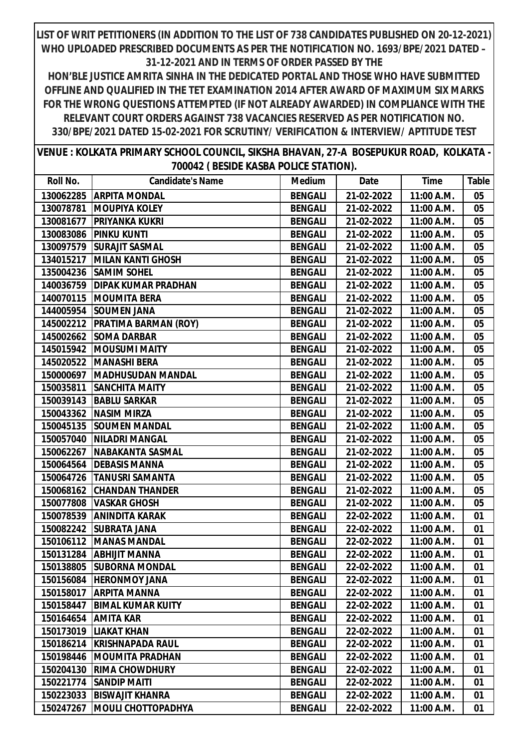**LIST OF WRIT PETITIONERS (IN ADDITION TO THE LIST OF 738 CANDIDATES PUBLISHED ON 20-12-2021) WHO UPLOADED PRESCRIBED DOCUMENTS AS PER THE NOTIFICATION NO. 1693/BPE/2021 DATED – 31-12-2021 AND IN TERMS OF ORDER PASSED BY THE HON'BLE JUSTICE AMRITA SINHA IN THE DEDICATED PORTAL AND THOSE WHO HAVE SUBMITTED OFFLINE AND QUALIFIED IN THE TET EXAMINATION 2014 AFTER AWARD OF MAXIMUM SIX MARKS FOR THE WRONG QUESTIONS ATTEMPTED (IF NOT ALREADY AWARDED) IN COMPLIANCE WITH THE RELEVANT COURT ORDERS AGAINST 738 VACANCIES RESERVED AS PER NOTIFICATION NO. 330/BPE/2021 DATED 15-02-2021 FOR SCRUTINY/ VERIFICATION & INTERVIEW/ APTITUDE TEST**

**VENUE : KOLKATA PRIMARY SCHOOL COUNCIL, SIKSHA BHAVAN, 27-A BOSEPUKUR ROAD, KOLKATA - 700042 ( BESIDE KASBA POLICE STATION).**

| Roll No. | Candidate's Name | Medium | Date | Time | Table |
|---|---|---|---|---|---|
| 130062285 | ARPITA MONDAL | BENGALI | 21-02-2022 | 11:00 A.M. | 05 |
| 130078781 | MOUPIYA KOLEY | BENGALI | 21-02-2022 | 11:00 A.M. | 05 |
| 130081677 | PRIYANKA KUKRI | BENGALI | 21-02-2022 | 11:00 A.M. | 05 |
| 130083086 | PINKU KUNTI | BENGALI | 21-02-2022 | 11:00 A.M. | 05 |
| 130097579 | SURAJIT SASMAL | BENGALI | 21-02-2022 | 11:00 A.M. | 05 |
| 134015217 | MILAN KANTI GHOSH | BENGALI | 21-02-2022 | 11:00 A.M. | 05 |
| 135004236 | SAMIM SOHEL | BENGALI | 21-02-2022 | 11:00 A.M. | 05 |
| 140036759 | DIPAK KUMAR PRADHAN | BENGALI | 21-02-2022 | 11:00 A.M. | 05 |
| 140070115 | MOUMITA BERA | BENGALI | 21-02-2022 | 11:00 A.M. | 05 |
| 144005954 | SOUMEN JANA | BENGALI | 21-02-2022 | 11:00 A.M. | 05 |
| 145002212 | PRATIMA BARMAN (ROY) | BENGALI | 21-02-2022 | 11:00 A.M. | 05 |
| 145002662 | SOMA DARBAR | BENGALI | 21-02-2022 | 11:00 A.M. | 05 |
| 145015942 | MOUSUMI MAITY | BENGALI | 21-02-2022 | 11:00 A.M. | 05 |
| 145020522 | MANASHI BERA | BENGALI | 21-02-2022 | 11:00 A.M. | 05 |
| 150000697 | MADHUSUDAN MANDAL | BENGALI | 21-02-2022 | 11:00 A.M. | 05 |
| 150035811 | SANCHITA MAITY | BENGALI | 21-02-2022 | 11:00 A.M. | 05 |
| 150039143 | BABLU SARKAR | BENGALI | 21-02-2022 | 11:00 A.M. | 05 |
| 150043362 | NASIM MIRZA | BENGALI | 21-02-2022 | 11:00 A.M. | 05 |
| 150045135 | SOUMEN MANDAL | BENGALI | 21-02-2022 | 11:00 A.M. | 05 |
| 150057040 | NILADRI MANGAL | BENGALI | 21-02-2022 | 11:00 A.M. | 05 |
| 150062267 | NABAKANTA SASMAL | BENGALI | 21-02-2022 | 11:00 A.M. | 05 |
| 150064564 | DEBASIS MANNA | BENGALI | 21-02-2022 | 11:00 A.M. | 05 |
| 150064726 | TANUSRI SAMANTA | BENGALI | 21-02-2022 | 11:00 A.M. | 05 |
| 150068162 | CHANDAN THANDER | BENGALI | 21-02-2022 | 11:00 A.M. | 05 |
| 150077808 | VASKAR GHOSH | BENGALI | 21-02-2022 | 11:00 A.M. | 05 |
| 150078539 | ANINDITA KARAK | BENGALI | 22-02-2022 | 11:00 A.M. | 01 |
| 150082242 | SUBRATA JANA | BENGALI | 22-02-2022 | 11:00 A.M. | 01 |
| 150106112 | MANAS MANDAL | BENGALI | 22-02-2022 | 11:00 A.M. | 01 |
| 150131284 | ABHIJIT MANNA | BENGALI | 22-02-2022 | 11:00 A.M. | 01 |
| 150138805 | SUBORNA MONDAL | BENGALI | 22-02-2022 | 11:00 A.M. | 01 |
| 150156084 | HERONMOY JANA | BENGALI | 22-02-2022 | 11:00 A.M. | 01 |
| 150158017 | ARPITA MANNA | BENGALI | 22-02-2022 | 11:00 A.M. | 01 |
| 150158447 | BIMAL KUMAR KUITY | BENGALI | 22-02-2022 | 11:00 A.M. | 01 |
| 150164654 | AMITA KAR | BENGALI | 22-02-2022 | 11:00 A.M. | 01 |
| 150173019 | LIAKAT KHAN | BENGALI | 22-02-2022 | 11:00 A.M. | 01 |
| 150186214 | KRISHNAPADA RAUL | BENGALI | 22-02-2022 | 11:00 A.M. | 01 |
| 150198446 | MOUMITA PRADHAN | BENGALI | 22-02-2022 | 11:00 A.M. | 01 |
| 150204130 | RIMA CHOWDHURY | BENGALI | 22-02-2022 | 11:00 A.M. | 01 |
| 150221774 | SANDIP MAITI | BENGALI | 22-02-2022 | 11:00 A.M. | 01 |
| 150223033 | BISWAJIT KHANRA | BENGALI | 22-02-2022 | 11:00 A.M. | 01 |
| 150247267 | MOULI CHOTTOPADHYA | BENGALI | 22-02-2022 | 11:00 A.M. | 01 |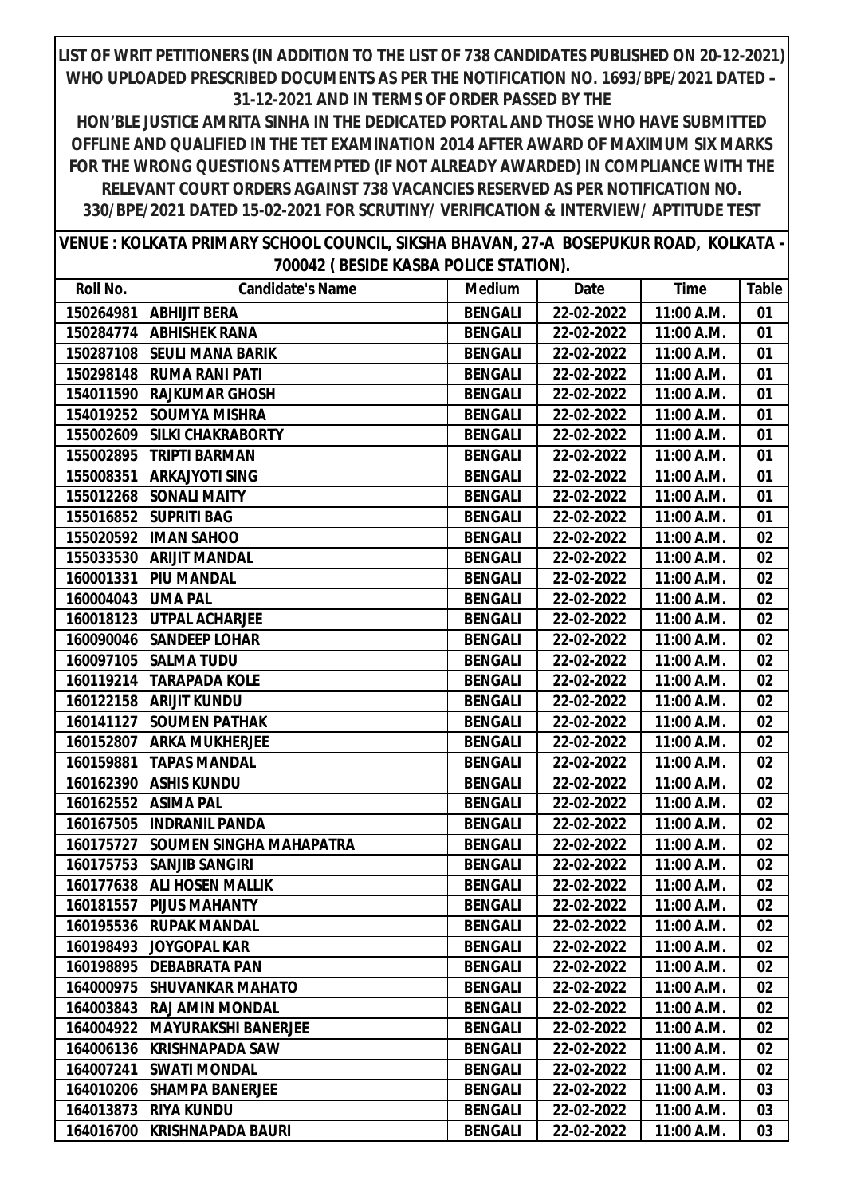**LIST OF WRIT PETITIONERS (IN ADDITION TO THE LIST OF 738 CANDIDATES PUBLISHED ON 20-12-2021) WHO UPLOADED PRESCRIBED DOCUMENTS AS PER THE NOTIFICATION NO. 1693/BPE/2021 DATED – 31-12-2021 AND IN TERMS OF ORDER PASSED BY THE HON'BLE JUSTICE AMRITA SINHA IN THE DEDICATED PORTAL AND THOSE WHO HAVE SUBMITTED OFFLINE AND QUALIFIED IN THE TET EXAMINATION 2014 AFTER AWARD OF MAXIMUM SIX MARKS FOR THE WRONG QUESTIONS ATTEMPTED (IF NOT ALREADY AWARDED) IN COMPLIANCE WITH THE RELEVANT COURT ORDERS AGAINST 738 VACANCIES RESERVED AS PER NOTIFICATION NO. 330/BPE/2021 DATED 15-02-2021 FOR SCRUTINY/ VERIFICATION & INTERVIEW/ APTITUDE TEST**

**VENUE : KOLKATA PRIMARY SCHOOL COUNCIL, SIKSHA BHAVAN, 27-A BOSEPUKUR ROAD, KOLKATA - 700042 ( BESIDE KASBA POLICE STATION).**

| Roll No. | Candidate's Name | Medium | Date | Time | Table |
|---|---|---|---|---|---|
| 150264981 | ABHIJIT BERA | BENGALI | 22-02-2022 | 11:00 A.M. | 01 |
| 150284774 | ABHISHEK RANA | BENGALI | 22-02-2022 | 11:00 A.M. | 01 |
| 150287108 | SEULI MANA BARIK | BENGALI | 22-02-2022 | 11:00 A.M. | 01 |
| 150298148 | RUMA RANI PATI | BENGALI | 22-02-2022 | 11:00 A.M. | 01 |
| 154011590 | RAJKUMAR GHOSH | BENGALI | 22-02-2022 | 11:00 A.M. | 01 |
| 154019252 | SOUMYA MISHRA | BENGALI | 22-02-2022 | 11:00 A.M. | 01 |
| 155002609 | SILKI CHAKRABORTY | BENGALI | 22-02-2022 | 11:00 A.M. | 01 |
| 155002895 | TRIPTI BARMAN | BENGALI | 22-02-2022 | 11:00 A.M. | 01 |
| 155008351 | ARKAJYOTI SING | BENGALI | 22-02-2022 | 11:00 A.M. | 01 |
| 155012268 | SONALI MAITY | BENGALI | 22-02-2022 | 11:00 A.M. | 01 |
| 155016852 | SUPRITI BAG | BENGALI | 22-02-2022 | 11:00 A.M. | 01 |
| 155020592 | IMAN SAHOO | BENGALI | 22-02-2022 | 11:00 A.M. | 02 |
| 155033530 | ARIJIT MANDAL | BENGALI | 22-02-2022 | 11:00 A.M. | 02 |
| 160001331 | PIU MANDAL | BENGALI | 22-02-2022 | 11:00 A.M. | 02 |
| 160004043 | UMA PAL | BENGALI | 22-02-2022 | 11:00 A.M. | 02 |
| 160018123 | UTPAL ACHARJEE | BENGALI | 22-02-2022 | 11:00 A.M. | 02 |
| 160090046 | SANDEEP LOHAR | BENGALI | 22-02-2022 | 11:00 A.M. | 02 |
| 160097105 | SALMA TUDU | BENGALI | 22-02-2022 | 11:00 A.M. | 02 |
| 160119214 | TARAPADA KOLE | BENGALI | 22-02-2022 | 11:00 A.M. | 02 |
| 160122158 | ARIJIT KUNDU | BENGALI | 22-02-2022 | 11:00 A.M. | 02 |
| 160141127 | SOUMEN PATHAK | BENGALI | 22-02-2022 | 11:00 A.M. | 02 |
| 160152807 | ARKA MUKHERJEE | BENGALI | 22-02-2022 | 11:00 A.M. | 02 |
| 160159881 | TAPAS MANDAL | BENGALI | 22-02-2022 | 11:00 A.M. | 02 |
| 160162390 | ASHIS KUNDU | BENGALI | 22-02-2022 | 11:00 A.M. | 02 |
| 160162552 | ASIMA PAL | BENGALI | 22-02-2022 | 11:00 A.M. | 02 |
| 160167505 | INDRANIL PANDA | BENGALI | 22-02-2022 | 11:00 A.M. | 02 |
| 160175727 | SOUMEN SINGHA MAHAPATRA | BENGALI | 22-02-2022 | 11:00 A.M. | 02 |
| 160175753 | SANJIB SANGIRI | BENGALI | 22-02-2022 | 11:00 A.M. | 02 |
| 160177638 | ALI HOSEN MALLIK | BENGALI | 22-02-2022 | 11:00 A.M. | 02 |
| 160181557 | PIJUS MAHANTY | BENGALI | 22-02-2022 | 11:00 A.M. | 02 |
| 160195536 | RUPAK MANDAL | BENGALI | 22-02-2022 | 11:00 A.M. | 02 |
| 160198493 | JOYGOPAL KAR | BENGALI | 22-02-2022 | 11:00 A.M. | 02 |
| 160198895 | DEBABRATA PAN | BENGALI | 22-02-2022 | 11:00 A.M. | 02 |
| 164000975 | SHUVANKAR MAHATO | BENGALI | 22-02-2022 | 11:00 A.M. | 02 |
| 164003843 | RAJ AMIN MONDAL | BENGALI | 22-02-2022 | 11:00 A.M. | 02 |
| 164004922 | MAYURAKSHI BANERJEE | BENGALI | 22-02-2022 | 11:00 A.M. | 02 |
| 164006136 | KRISHNAPADA SAW | BENGALI | 22-02-2022 | 11:00 A.M. | 02 |
| 164007241 | SWATI MONDAL | BENGALI | 22-02-2022 | 11:00 A.M. | 02 |
| 164010206 | SHAMPA BANERJEE | BENGALI | 22-02-2022 | 11:00 A.M. | 03 |
| 164013873 | RIYA KUNDU | BENGALI | 22-02-2022 | 11:00 A.M. | 03 |
| 164016700 | KRISHNAPADA BAURI | BENGALI | 22-02-2022 | 11:00 A.M. | 03 |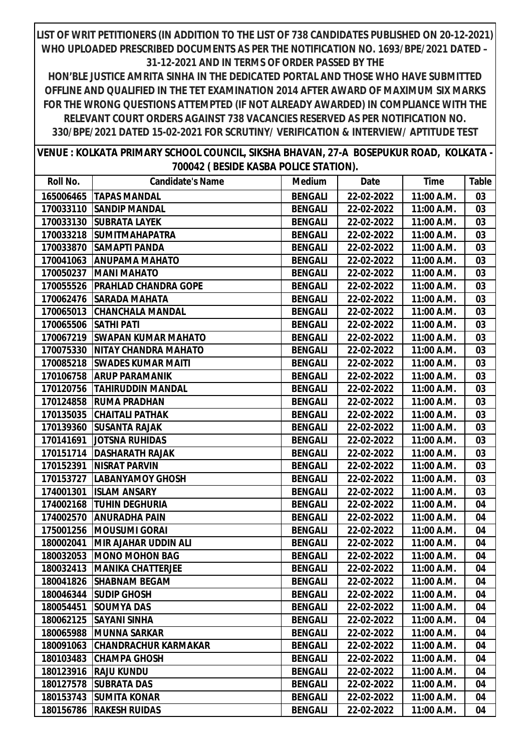**LIST OF WRIT PETITIONERS (IN ADDITION TO THE LIST OF 738 CANDIDATES PUBLISHED ON 20-12-2021) WHO UPLOADED PRESCRIBED DOCUMENTS AS PER THE NOTIFICATION NO. 1693/BPE/2021 DATED – 31-12-2021 AND IN TERMS OF ORDER PASSED BY THE HON'BLE JUSTICE AMRITA SINHA IN THE DEDICATED PORTAL AND THOSE WHO HAVE SUBMITTED OFFLINE AND QUALIFIED IN THE TET EXAMINATION 2014 AFTER AWARD OF MAXIMUM SIX MARKS FOR THE WRONG QUESTIONS ATTEMPTED (IF NOT ALREADY AWARDED) IN COMPLIANCE WITH THE RELEVANT COURT ORDERS AGAINST 738 VACANCIES RESERVED AS PER NOTIFICATION NO. 330/BPE/2021 DATED 15-02-2021 FOR SCRUTINY/ VERIFICATION & INTERVIEW/ APTITUDE TEST**

**VENUE : KOLKATA PRIMARY SCHOOL COUNCIL, SIKSHA BHAVAN, 27-A BOSEPUKUR ROAD, KOLKATA - 700042 ( BESIDE KASBA POLICE STATION).**

| Roll No. | Candidate's Name | Medium | Date | Time | Table |
|---|---|---|---|---|---|
| 165006465 | TAPAS MANDAL | BENGALI | 22-02-2022 | 11:00 A.M. | 03 |
| 170033110 | SANDIP MANDAL | BENGALI | 22-02-2022 | 11:00 A.M. | 03 |
| 170033130 | SUBRATA LAYEK | BENGALI | 22-02-2022 | 11:00 A.M. | 03 |
| 170033218 | SUMITMAHAPATRA | BENGALI | 22-02-2022 | 11:00 A.M. | 03 |
| 170033870 | SAMAPTI PANDA | BENGALI | 22-02-2022 | 11:00 A.M. | 03 |
| 170041063 | ANUPAMA MAHATO | BENGALI | 22-02-2022 | 11:00 A.M. | 03 |
| 170050237 | MANI MAHATO | BENGALI | 22-02-2022 | 11:00 A.M. | 03 |
| 170055526 | PRAHLAD CHANDRA GOPE | BENGALI | 22-02-2022 | 11:00 A.M. | 03 |
| 170062476 | SARADA MAHATA | BENGALI | 22-02-2022 | 11:00 A.M. | 03 |
| 170065013 | CHANCHALA MANDAL | BENGALI | 22-02-2022 | 11:00 A.M. | 03 |
| 170065506 | SATHI PATI | BENGALI | 22-02-2022 | 11:00 A.M. | 03 |
| 170067219 | SWAPAN KUMAR MAHATO | BENGALI | 22-02-2022 | 11:00 A.M. | 03 |
| 170075330 | NITAY CHANDRA MAHATO | BENGALI | 22-02-2022 | 11:00 A.M. | 03 |
| 170085218 | SWADES KUMAR MAITI | BENGALI | 22-02-2022 | 11:00 A.M. | 03 |
| 170106758 | ARUP PARAMANIK | BENGALI | 22-02-2022 | 11:00 A.M. | 03 |
| 170120756 | TAHIRUDDIN MANDAL | BENGALI | 22-02-2022 | 11:00 A.M. | 03 |
| 170124858 | RUMA PRADHAN | BENGALI | 22-02-2022 | 11:00 A.M. | 03 |
| 170135035 | CHAITALI PATHAK | BENGALI | 22-02-2022 | 11:00 A.M. | 03 |
| 170139360 | SUSANTA RAJAK | BENGALI | 22-02-2022 | 11:00 A.M. | 03 |
| 170141691 | JOTSNA RUHIDAS | BENGALI | 22-02-2022 | 11:00 A.M. | 03 |
| 170151714 | DASHARATH RAJAK | BENGALI | 22-02-2022 | 11:00 A.M. | 03 |
| 170152391 | NISRAT PARVIN | BENGALI | 22-02-2022 | 11:00 A.M. | 03 |
| 170153727 | LABANYAMOY GHOSH | BENGALI | 22-02-2022 | 11:00 A.M. | 03 |
| 174001301 | ISLAM ANSARY | BENGALI | 22-02-2022 | 11:00 A.M. | 03 |
| 174002168 | TUHIN DEGHURIA | BENGALI | 22-02-2022 | 11:00 A.M. | 04 |
| 174002570 | ANURADHA PAIN | BENGALI | 22-02-2022 | 11:00 A.M. | 04 |
| 175001256 | MOUSUMI GORAI | BENGALI | 22-02-2022 | 11:00 A.M. | 04 |
| 180002041 | MIR AJAHAR UDDIN ALI | BENGALI | 22-02-2022 | 11:00 A.M. | 04 |
| 180032053 | MONO MOHON BAG | BENGALI | 22-02-2022 | 11:00 A.M. | 04 |
| 180032413 | MANIKA CHATTERJEE | BENGALI | 22-02-2022 | 11:00 A.M. | 04 |
| 180041826 | SHABNAM BEGAM | BENGALI | 22-02-2022 | 11:00 A.M. | 04 |
| 180046344 | SUDIP GHOSH | BENGALI | 22-02-2022 | 11:00 A.M. | 04 |
| 180054451 | SOUMYA DAS | BENGALI | 22-02-2022 | 11:00 A.M. | 04 |
| 180062125 | SAYANI SINHA | BENGALI | 22-02-2022 | 11:00 A.M. | 04 |
| 180065988 | MUNNA SARKAR | BENGALI | 22-02-2022 | 11:00 A.M. | 04 |
| 180091063 | CHANDRACHUR KARMAKAR | BENGALI | 22-02-2022 | 11:00 A.M. | 04 |
| 180103483 | CHAMPA GHOSH | BENGALI | 22-02-2022 | 11:00 A.M. | 04 |
| 180123916 | RAJU KUNDU | BENGALI | 22-02-2022 | 11:00 A.M. | 04 |
| 180127578 | SUBRATA DAS | BENGALI | 22-02-2022 | 11:00 A.M. | 04 |
| 180153743 | SUMITA KONAR | BENGALI | 22-02-2022 | 11:00 A.M. | 04 |
| 180156786 | RAKESH RUIDAS | BENGALI | 22-02-2022 | 11:00 A.M. | 04 |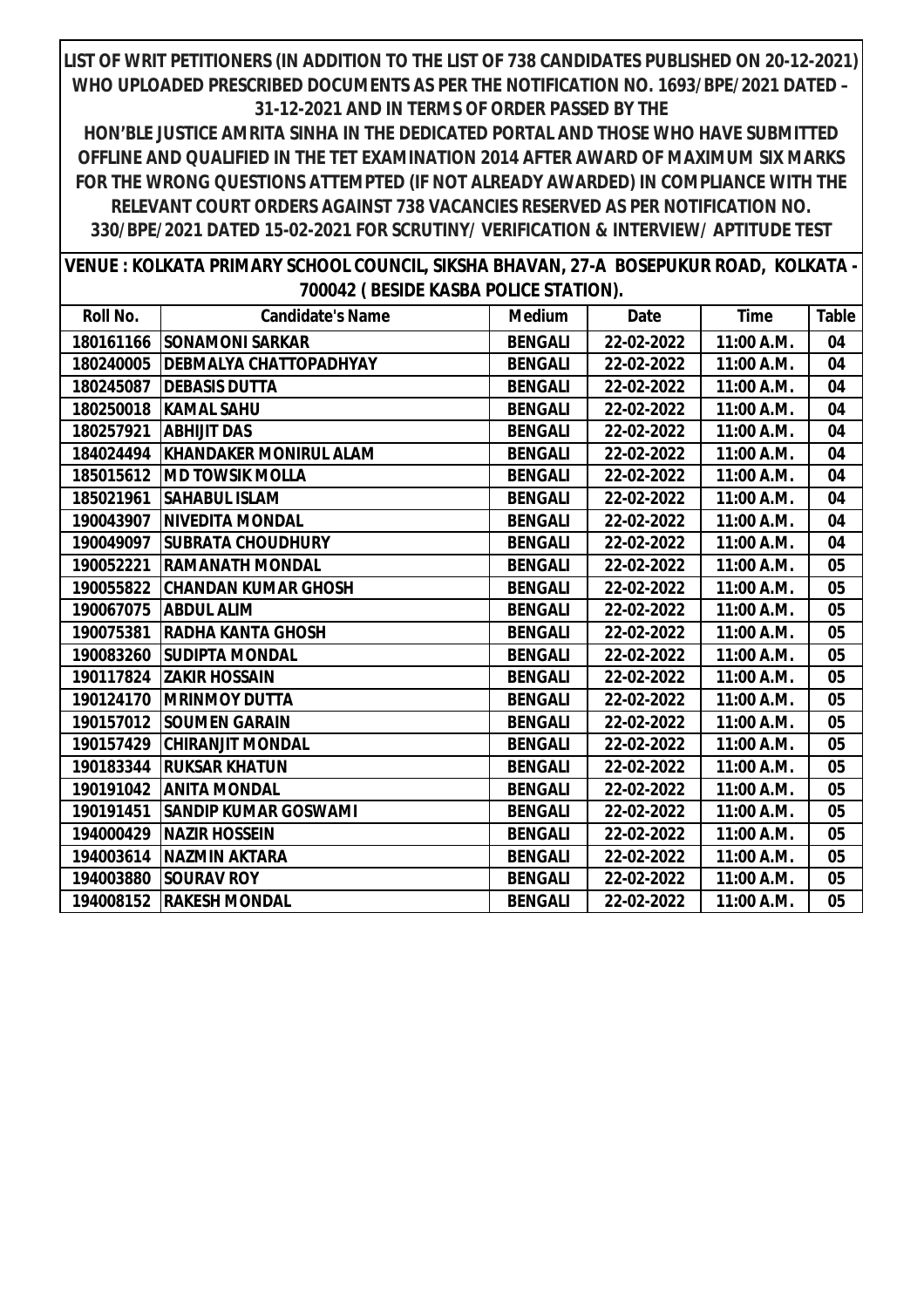**LIST OF WRIT PETITIONERS (IN ADDITION TO THE LIST OF 738 CANDIDATES PUBLISHED ON 20-12-2021) WHO UPLOADED PRESCRIBED DOCUMENTS AS PER THE NOTIFICATION NO. 1693/BPE/2021 DATED – 31-12-2021 AND IN TERMS OF ORDER PASSED BY THE HON'BLE JUSTICE AMRITA SINHA IN THE DEDICATED PORTAL AND THOSE WHO HAVE SUBMITTED OFFLINE AND QUALIFIED IN THE TET EXAMINATION 2014 AFTER AWARD OF MAXIMUM SIX MARKS FOR THE WRONG QUESTIONS ATTEMPTED (IF NOT ALREADY AWARDED) IN COMPLIANCE WITH THE RELEVANT COURT ORDERS AGAINST 738 VACANCIES RESERVED AS PER NOTIFICATION NO. 330/BPE/2021 DATED 15-02-2021 FOR SCRUTINY/ VERIFICATION & INTERVIEW/ APTITUDE TEST**

**VENUE : KOLKATA PRIMARY SCHOOL COUNCIL, SIKSHA BHAVAN, 27-A BOSEPUKUR ROAD, KOLKATA - 700042 ( BESIDE KASBA POLICE STATION).**

| Roll No. | Candidate's Name | Medium | Date | Time | Table |
|---|---|---|---|---|---|
| 180161166 | SONAMONI SARKAR | BENGALI | 22-02-2022 | 11:00 A.M. | 04 |
| 180240005 | DEBMALYA CHATTOPADHYAY | BENGALI | 22-02-2022 | 11:00 A.M. | 04 |
| 180245087 | DEBASIS DUTTA | BENGALI | 22-02-2022 | 11:00 A.M. | 04 |
| 180250018 | KAMAL SAHU | BENGALI | 22-02-2022 | 11:00 A.M. | 04 |
| 180257921 | ABHIJIT DAS | BENGALI | 22-02-2022 | 11:00 A.M. | 04 |
| 184024494 | KHANDAKER MONIRUL ALAM | BENGALI | 22-02-2022 | 11:00 A.M. | 04 |
| 185015612 | MD TOWSIK MOLLA | BENGALI | 22-02-2022 | 11:00 A.M. | 04 |
| 185021961 | SAHABUL ISLAM | BENGALI | 22-02-2022 | 11:00 A.M. | 04 |
| 190043907 | NIVEDITA MONDAL | BENGALI | 22-02-2022 | 11:00 A.M. | 04 |
| 190049097 | SUBRATA CHOUDHURY | BENGALI | 22-02-2022 | 11:00 A.M. | 04 |
| 190052221 | RAMANATH MONDAL | BENGALI | 22-02-2022 | 11:00 A.M. | 05 |
| 190055822 | CHANDAN KUMAR GHOSH | BENGALI | 22-02-2022 | 11:00 A.M. | 05 |
| 190067075 | ABDUL ALIM | BENGALI | 22-02-2022 | 11:00 A.M. | 05 |
| 190075381 | RADHA KANTA GHOSH | BENGALI | 22-02-2022 | 11:00 A.M. | 05 |
| 190083260 | SUDIPTA MONDAL | BENGALI | 22-02-2022 | 11:00 A.M. | 05 |
| 190117824 | ZAKIR HOSSAIN | BENGALI | 22-02-2022 | 11:00 A.M. | 05 |
| 190124170 | MRINMOY DUTTA | BENGALI | 22-02-2022 | 11:00 A.M. | 05 |
| 190157012 | SOUMEN GARAIN | BENGALI | 22-02-2022 | 11:00 A.M. | 05 |
| 190157429 | CHIRANJIT MONDAL | BENGALI | 22-02-2022 | 11:00 A.M. | 05 |
| 190183344 | RUKSAR KHATUN | BENGALI | 22-02-2022 | 11:00 A.M. | 05 |
| 190191042 | ANITA MONDAL | BENGALI | 22-02-2022 | 11:00 A.M. | 05 |
| 190191451 | SANDIP KUMAR GOSWAMI | BENGALI | 22-02-2022 | 11:00 A.M. | 05 |
| 194000429 | NAZIR HOSSEIN | BENGALI | 22-02-2022 | 11:00 A.M. | 05 |
| 194003614 | NAZMIN AKTARA | BENGALI | 22-02-2022 | 11:00 A.M. | 05 |
| 194003880 | SOURAV ROY | BENGALI | 22-02-2022 | 11:00 A.M. | 05 |
| 194008152 | RAKESH MONDAL | BENGALI | 22-02-2022 | 11:00 A.M. | 05 |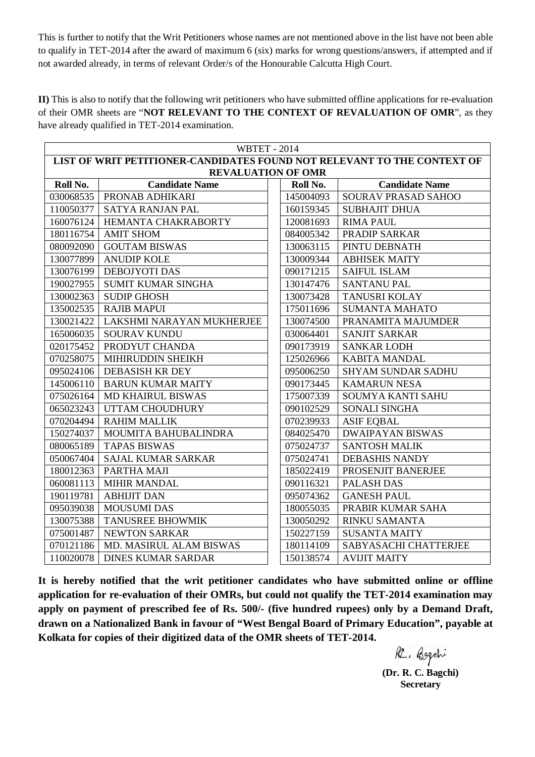This is further to notify that the Writ Petitioners whose names are not mentioned above in the list have not been able to qualify in TET-2014 after the award of maximum 6 (six) marks for wrong questions/answers, if attempted and if not awarded already, in terms of relevant Order/s of the Honourable Calcutta High Court.

**II)** This is also to notify that the following writ petitioners who have submitted offline applications for re-evaluation of their OMR sheets are "**NOT RELEVANT TO THE CONTEXT OF REVALUATION OF OMR**", as they have already qualified in TET-2014 examination.

WBTET - 2014

**LIST OF WRIT PETITIONER-CANDIDATES FOUND NOT RELEVANT TO THE CONTEXT OF REVALUATION OF OMR**

| Roll No. | Candidate Name | Roll No. | Candidate Name |
|---|---|---|---|
| 030068535 | PRONAB ADHIKARI | 145004093 | SOURAV PRASAD SAHOO |
| 110050377 | SATYA RANJAN PAL | 160159345 | SUBHAJIT DHUA |
| 160076124 | HEMANTA CHAKRABORTY | 120081693 | RIMA PAUL |
| 180116754 | AMIT SHOM | 084005342 | PRADIP SARKAR |
| 080092090 | GOUTAM BISWAS | 130063115 | PINTU DEBNATH |
| 130077899 | ANUDIP KOLE | 130009344 | ABHISEK MAITY |
| 130076199 | DEBOJYOTI DAS | 090171215 | SAIFUL ISLAM |
| 190027955 | SUMIT KUMAR SINGHA | 130147476 | SANTANU PAL |
| 130002363 | SUDIP GHOSH | 130073428 | TANUSRI KOLAY |
| 135002535 | RAJIB MAPUI | 175011696 | SUMANTA MAHATO |
| 130021422 | LAKSHMI NARAYAN MUKHERJEE | 130074500 | PRANAMITA MAJUMDER |
| 165006035 | SOURAV KUNDU | 030064401 | SANJIT SARKAR |
| 020175452 | PRODYUT CHANDA | 090173919 | SANKAR LODH |
| 070258075 | MIHIRUDDIN SHEIKH | 125026966 | KABITA MANDAL |
| 095024106 | DEBASISH KR DEY | 095006250 | SHYAM SUNDAR SADHU |
| 145006110 | BARUN KUMAR MAITY | 090173445 | KAMARUN NESA |
| 075026164 | MD KHAIRUL BISWAS | 175007339 | SOUMYA KANTI SAHU |
| 065023243 | UTTAM CHOUDHURY | 090102529 | SONALI SINGHA |
| 070204494 | RAHIM MALLIK | 070239933 | ASIF EQBAL |
| 150274037 | MOUMITA BAHUBALINDRA | 084025470 | DWAIPAYAN BISWAS |
| 080065189 | TAPAS BISWAS | 075024737 | SANTOSH MALIK |
| 050067404 | SAJAL KUMAR SARKAR | 075024741 | DEBASHIS NANDY |
| 180012363 | PARTHA MAJI | 185022419 | PROSENJIT BANERJEE |
| 060081113 | MIHIR MANDAL | 090116321 | PALASH DAS |
| 190119781 | ABHIJIT DAN | 095074362 | GANESH PAUL |
| 095039038 | MOUSUMI DAS | 180055035 | PRABIR KUMAR SAHA |
| 130075388 | TANUSREE BHOWMIK | 130050292 | RINKU SAMANTA |
| 075001487 | NEWTON SARKAR | 150227159 | SUSANTA MAITY |
| 070121186 | MD. MASIRUL ALAM BISWAS | 180114109 | SABYASACHI CHATTERJEE |
| 110020078 | DINES KUMAR SARDAR | 150138574 | AVIJIT MAITY |

**It is hereby notified that the writ petitioner candidates who have submitted online or offline application for re-evaluation of their OMRs, but could not qualify the TET-2014 examination may apply on payment of prescribed fee of Rs. 500/- (five hundred rupees) only by a Demand Draft, drawn on a Nationalized Bank in favour of "West Bengal Board of Primary Education", payable at Kolkata for copies of their digitized data of the OMR sheets of TET-2014.**

R. C. Bagchi

**(Dr. R. C. Bagchi)**
**Secretary**